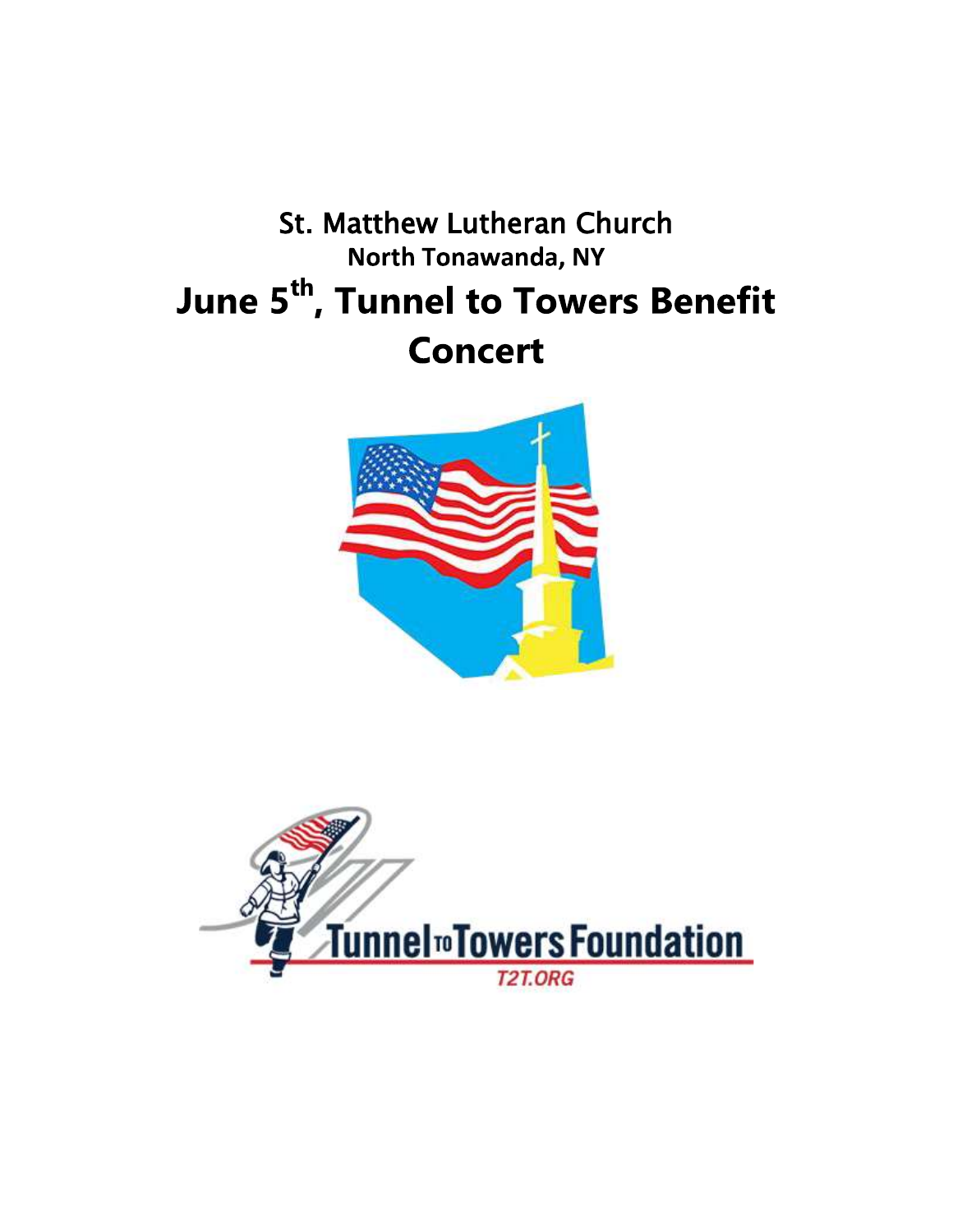# St. Matthew Lutheran Church

## North Tonawanda, NY

# June 5th, Tunnel to Towers Benefit Concert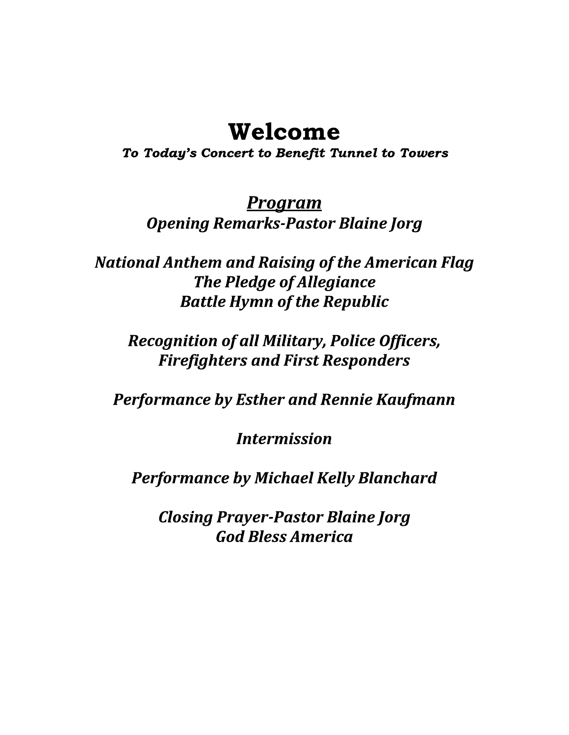# Welcome

***To Today's Concert to Benefit Tunnel to Towers***

## ***Program***

***Opening Remarks-Pastor Blaine Jorg***

***National Anthem and Raising of the American Flag***
***The Pledge of Allegiance***
***Battle Hymn of the Republic***

***Recognition of all Military, Police Officers,***
***Firefighters and First Responders***

***Performance by Esther and Rennie Kaufmann***

***Intermission***

***Performance by Michael Kelly Blanchard***

***Closing Prayer-Pastor Blaine Jorg***
***God Bless America***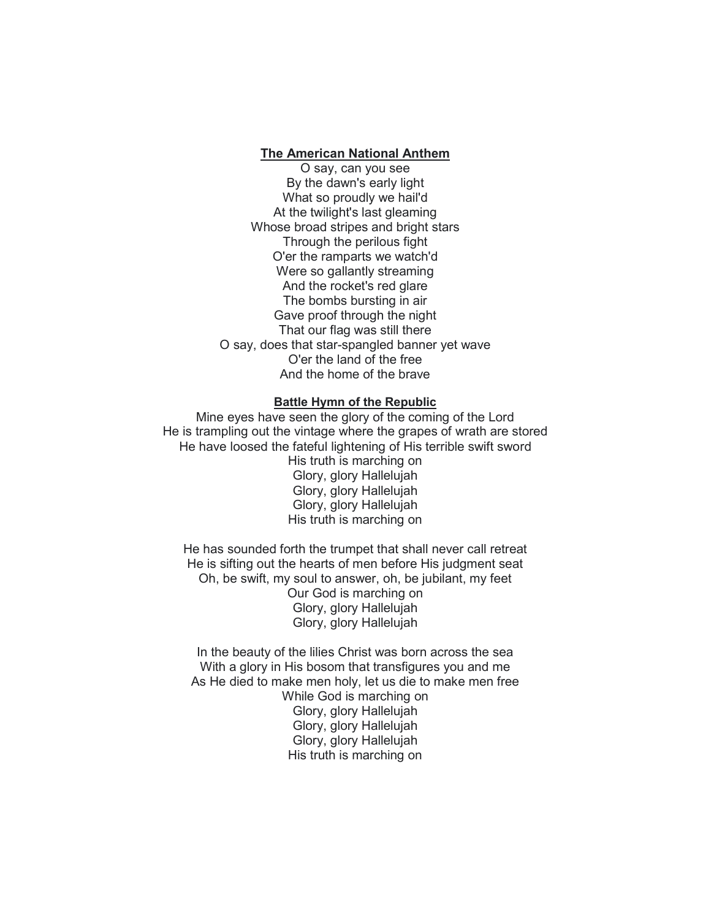**The American National Anthem**

O say, can you see
By the dawn's early light
What so proudly we hail'd
At the twilight's last gleaming
Whose broad stripes and bright stars
Through the perilous fight
O'er the ramparts we watch'd
Were so gallantly streaming
And the rocket's red glare
The bombs bursting in air
Gave proof through the night
That our flag was still there
O say, does that star-spangled banner yet wave
O'er the land of the free
And the home of the brave

**Battle Hymn of the Republic**

Mine eyes have seen the glory of the coming of the Lord
He is trampling out the vintage where the grapes of wrath are stored
He have loosed the fateful lightening of His terrible swift sword
His truth is marching on
Glory, glory Hallelujah
Glory, glory Hallelujah
Glory, glory Hallelujah
His truth is marching on

He has sounded forth the trumpet that shall never call retreat
He is sifting out the hearts of men before His judgment seat
Oh, be swift, my soul to answer, oh, be jubilant, my feet
Our God is marching on
Glory, glory Hallelujah
Glory, glory Hallelujah

In the beauty of the lilies Christ was born across the sea
With a glory in His bosom that transfigures you and me
As He died to make men holy, let us die to make men free
While God is marching on
Glory, glory Hallelujah
Glory, glory Hallelujah
Glory, glory Hallelujah
His truth is marching on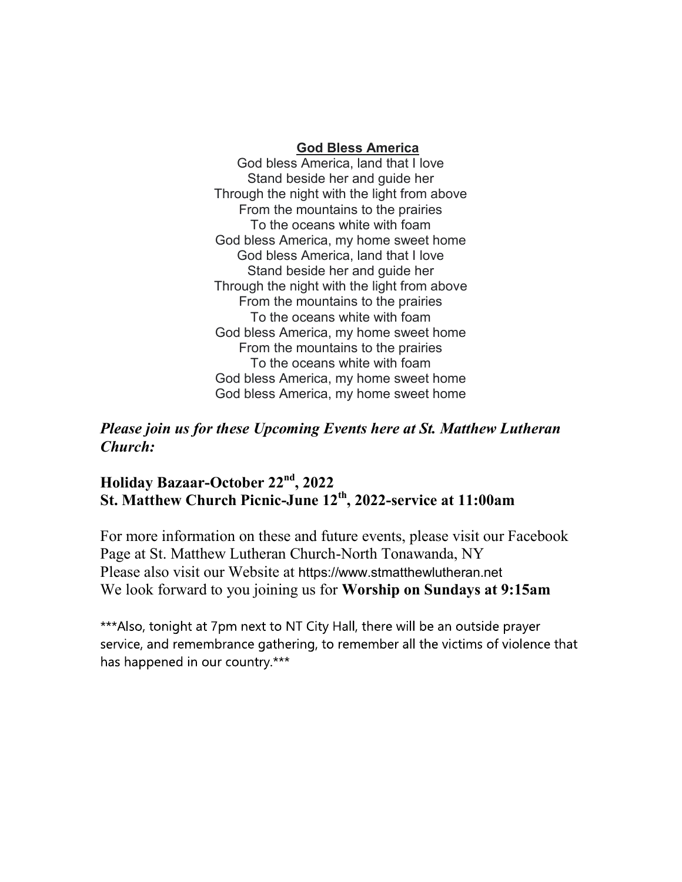**God Bless America**

God bless America, land that I love
Stand beside her and guide her
Through the night with the light from above
From the mountains to the prairies
To the oceans white with foam
God bless America, my home sweet home
God bless America, land that I love
Stand beside her and guide her
Through the night with the light from above
From the mountains to the prairies
To the oceans white with foam
God bless America, my home sweet home
From the mountains to the prairies
To the oceans white with foam
God bless America, my home sweet home
God bless America, my home sweet home

***Please join us for these Upcoming Events here at St. Matthew Lutheran Church:***

**Holiday Bazaar-October 22nd, 2022**
**St. Matthew Church Picnic-June 12th, 2022-service at 11:00am**

For more information on these and future events, please visit our Facebook Page at St. Matthew Lutheran Church-North Tonawanda, NY
Please also visit our Website at https://www.stmatthewlutheran.net
We look forward to you joining us for **Worship on Sundays at 9:15am**

***Also, tonight at 7pm next to NT City Hall, there will be an outside prayer service, and remembrance gathering, to remember all the victims of violence that has happened in our country.***